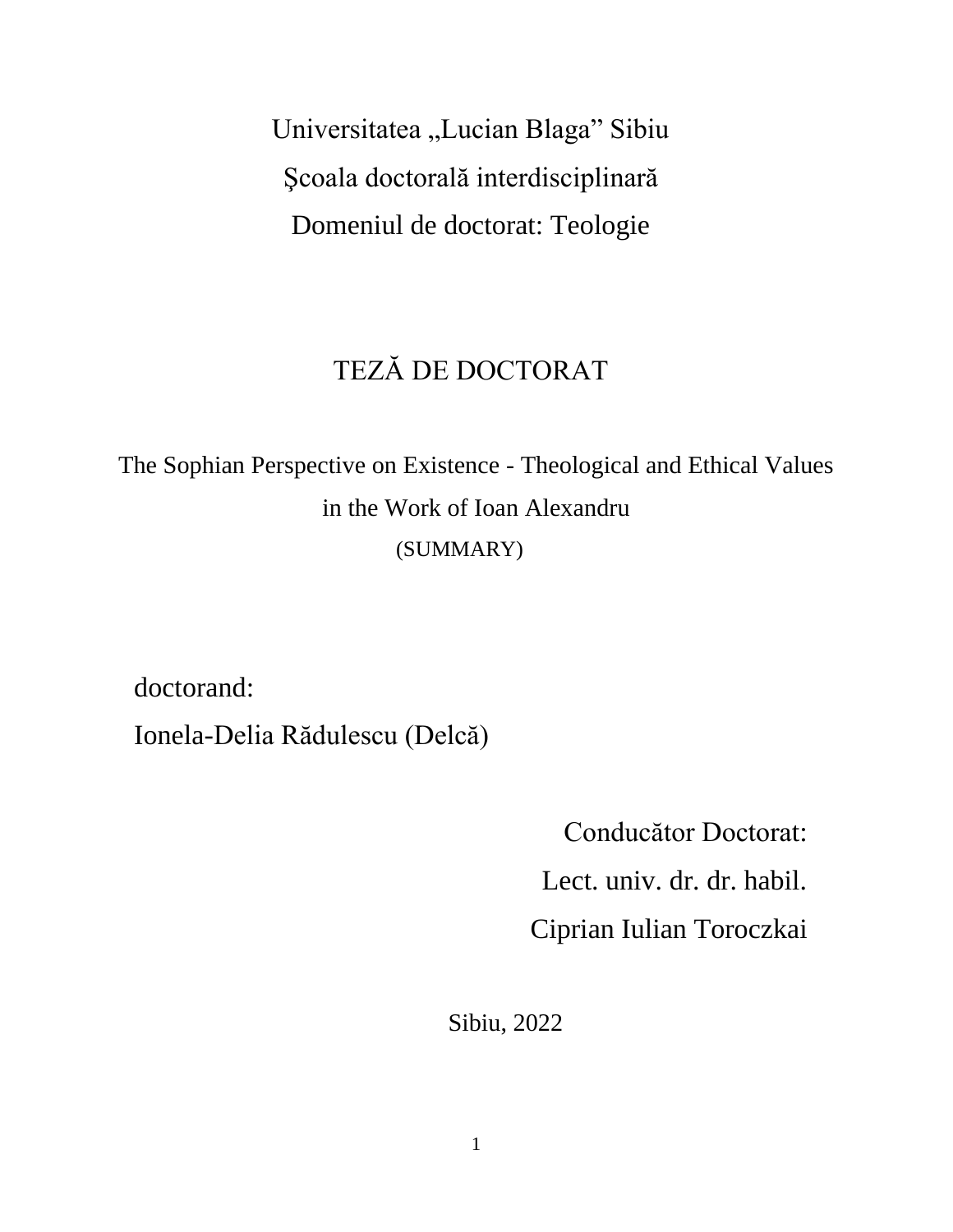Universitatea „Lucian Blaga” Sibiu

Şcoala doctorală interdisciplinară

Domeniul de doctorat: Teologie

# TEZĂ DE DOCTORAT

## The Sophian Perspective on Existence - Theological and Ethical Values in the Work of Ioan Alexandru

(SUMMARY)

doctorand:

Ionela-Delia Rădulescu (Delcă)

Conducător Doctorat:

Lect. univ. dr. dr. habil.

Ciprian Iulian Toroczkai

Sibiu, 2022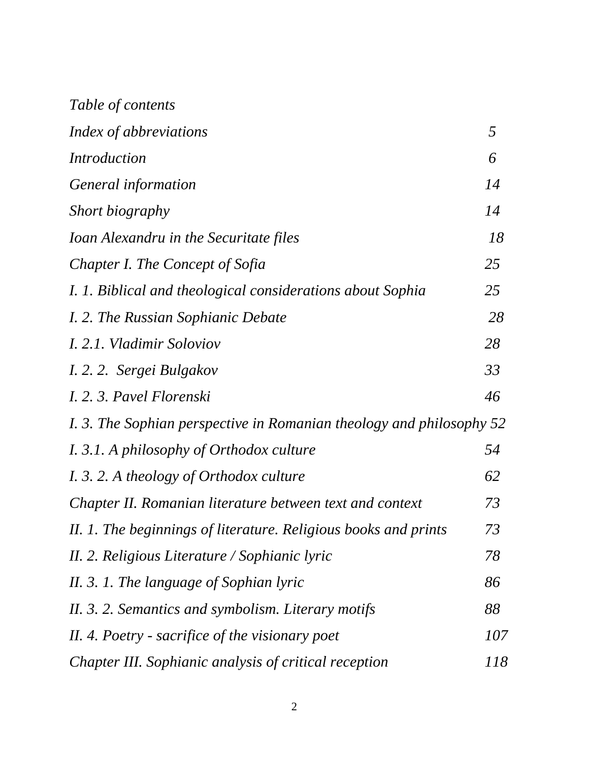*Table of contents*

| | |
|---|---|
| *Index of abbreviations* | *5* |
| *Introduction* | *6* |
| *General information* | *14* |
| *Short biography* | *14* |
| *Ioan Alexandru in the Securitate files* | *18* |
| *Chapter I. The Concept of Sofia* | *25* |
| *I. 1. Biblical and theological considerations about Sophia* | *25* |
| *I. 2. The Russian Sophianic Debate* | *28* |
| *I. 2.1. Vladimir Soloviov* | *28* |
| *I. 2. 2.  Sergei Bulgakov* | *33* |
| *I. 2. 3. Pavel Florenski* | *46* |
| *I. 3. The Sophian perspective in Romanian theology and philosophy* | *52* |
| *I. 3.1. A philosophy of Orthodox culture* | *54* |
| *I. 3. 2. A theology of Orthodox culture* | *62* |
| *Chapter II. Romanian literature between text and context* | *73* |
| *II. 1. The beginnings of literature. Religious books and prints* | *73* |
| *II. 2. Religious Literature / Sophianic lyric* | *78* |
| *II. 3. 1. The language of Sophian lyric* | *86* |
| *II. 3. 2. Semantics and symbolism. Literary motifs* | *88* |
| *II. 4. Poetry - sacrifice of the visionary poet* | *107* |
| *Chapter III. Sophianic analysis of critical reception* | *118* |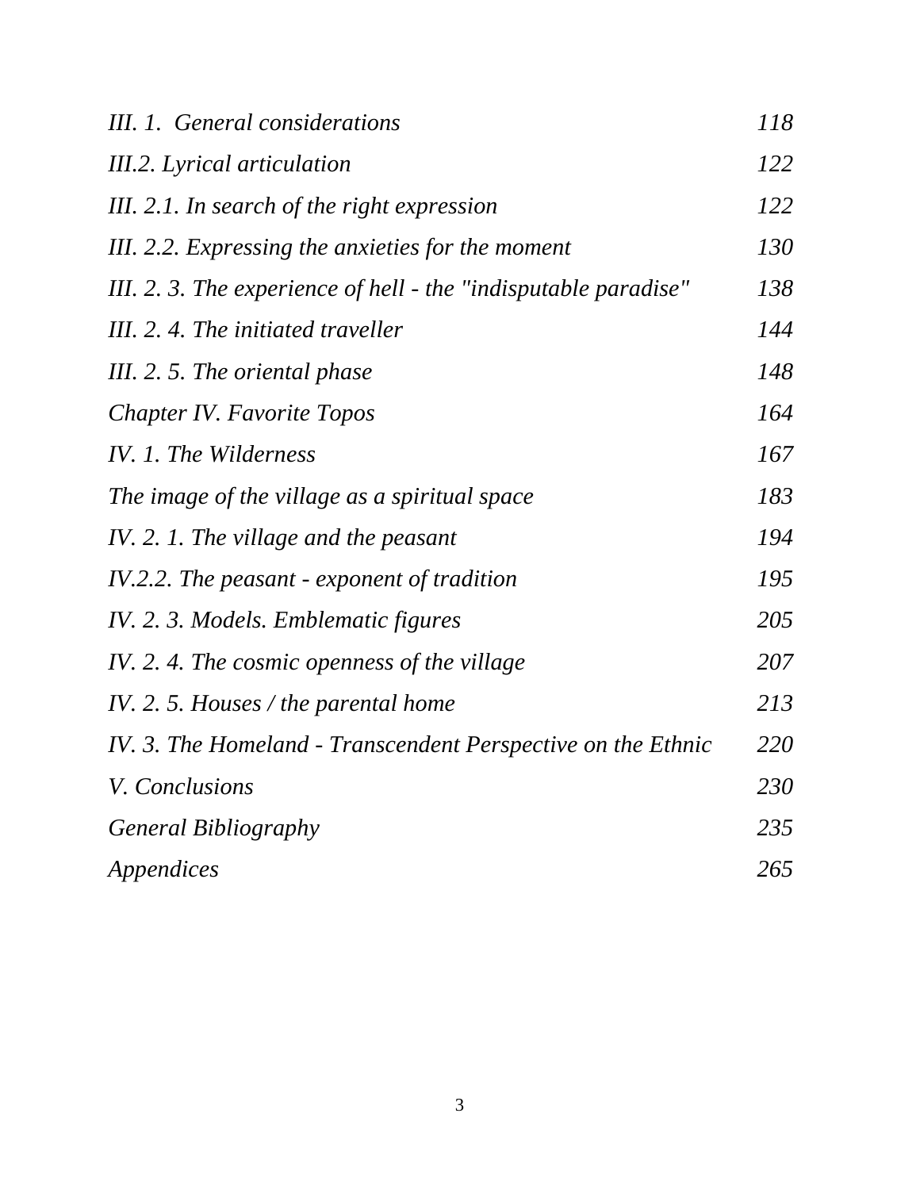| | |
|---|---|
| *III. 1. General considerations* | *118* |
| *III.2. Lyrical articulation* | *122* |
| *III. 2.1. In search of the right expression* | *122* |
| *III. 2.2. Expressing the anxieties for the moment* | *130* |
| *III. 2. 3. The experience of hell - the "indisputable paradise"* | *138* |
| *III. 2. 4. The initiated traveller* | *144* |
| *III. 2. 5. The oriental phase* | *148* |
| *Chapter IV. Favorite Topos* | *164* |
| *IV. 1. The Wilderness* | *167* |
| *The image of the village as a spiritual space* | *183* |
| *IV. 2. 1. The village and the peasant* | *194* |
| *IV.2.2. The peasant - exponent of tradition* | *195* |
| *IV. 2. 3. Models. Emblematic figures* | *205* |
| *IV. 2. 4. The cosmic openness of the village* | *207* |
| *IV. 2. 5. Houses / the parental home* | *213* |
| *IV. 3. The Homeland - Transcendent Perspective on the Ethnic* | *220* |
| *V. Conclusions* | *230* |
| *General Bibliography* | *235* |
| *Appendices* | *265* |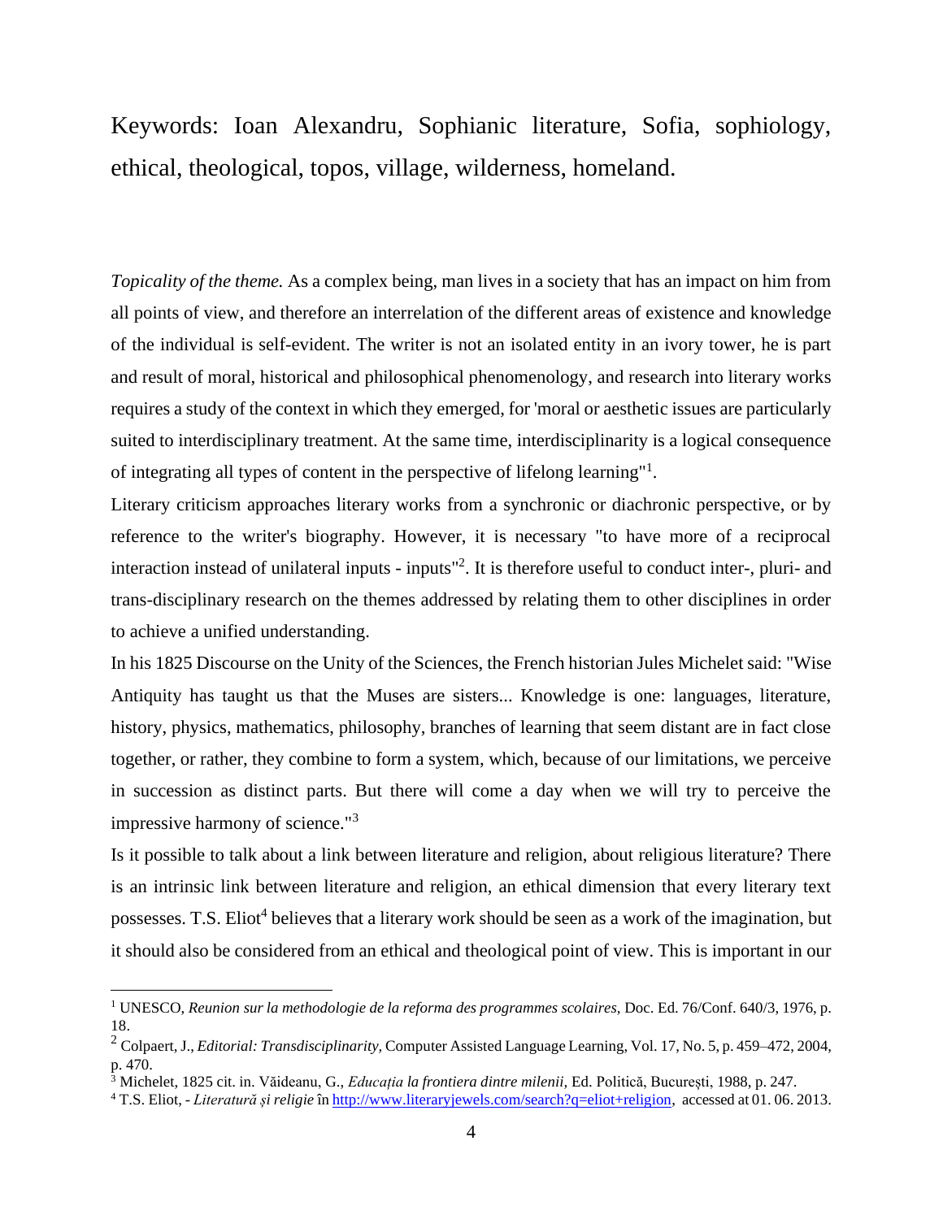Keywords: Ioan Alexandru, Sophianic literature, Sofia, sophiology, ethical, theological, topos, village, wilderness, homeland.

*Topicality of the theme.* As a complex being, man lives in a society that has an impact on him from all points of view, and therefore an interrelation of the different areas of existence and knowledge of the individual is self-evident. The writer is not an isolated entity in an ivory tower, he is part and result of moral, historical and philosophical phenomenology, and research into literary works requires a study of the context in which they emerged, for 'moral or aesthetic issues are particularly suited to interdisciplinary treatment. At the same time, interdisciplinarity is a logical consequence of integrating all types of content in the perspective of lifelong learning"[1].

Literary criticism approaches literary works from a synchronic or diachronic perspective, or by reference to the writer's biography. However, it is necessary "to have more of a reciprocal interaction instead of unilateral inputs - inputs"[2]. It is therefore useful to conduct inter-, pluri- and trans-disciplinary research on the themes addressed by relating them to other disciplines in order to achieve a unified understanding.

In his 1825 Discourse on the Unity of the Sciences, the French historian Jules Michelet said: "Wise Antiquity has taught us that the Muses are sisters... Knowledge is one: languages, literature, history, physics, mathematics, philosophy, branches of learning that seem distant are in fact close together, or rather, they combine to form a system, which, because of our limitations, we perceive in succession as distinct parts. But there will come a day when we will try to perceive the impressive harmony of science."[3]

Is it possible to talk about a link between literature and religion, about religious literature? There is an intrinsic link between literature and religion, an ethical dimension that every literary text possesses. T.S. Eliot[4] believes that a literary work should be seen as a work of the imagination, but it should also be considered from an ethical and theological point of view. This is important in our

---

[1] UNESCO, *Reunion sur la methodologie de la reforma des programmes scolaires*, Doc. Ed. 76/Conf. 640/3, 1976, p. 18.

[2] Colpaert, J., *Editorial: Transdisciplinarity,* Computer Assisted Language Learning, Vol. 17, No. 5, p. 459–472, 2004, p. 470.

[3] Michelet, 1825 cit. in. Văideanu, G., *Educația la frontiera dintre milenii,* Ed. Politică, București, 1988, p. 247.

[4] T.S. Eliot, - *Literatură și religie* în http://www.literaryjewels.com/search?q=eliot+religion, accessed at 01. 06. 2013.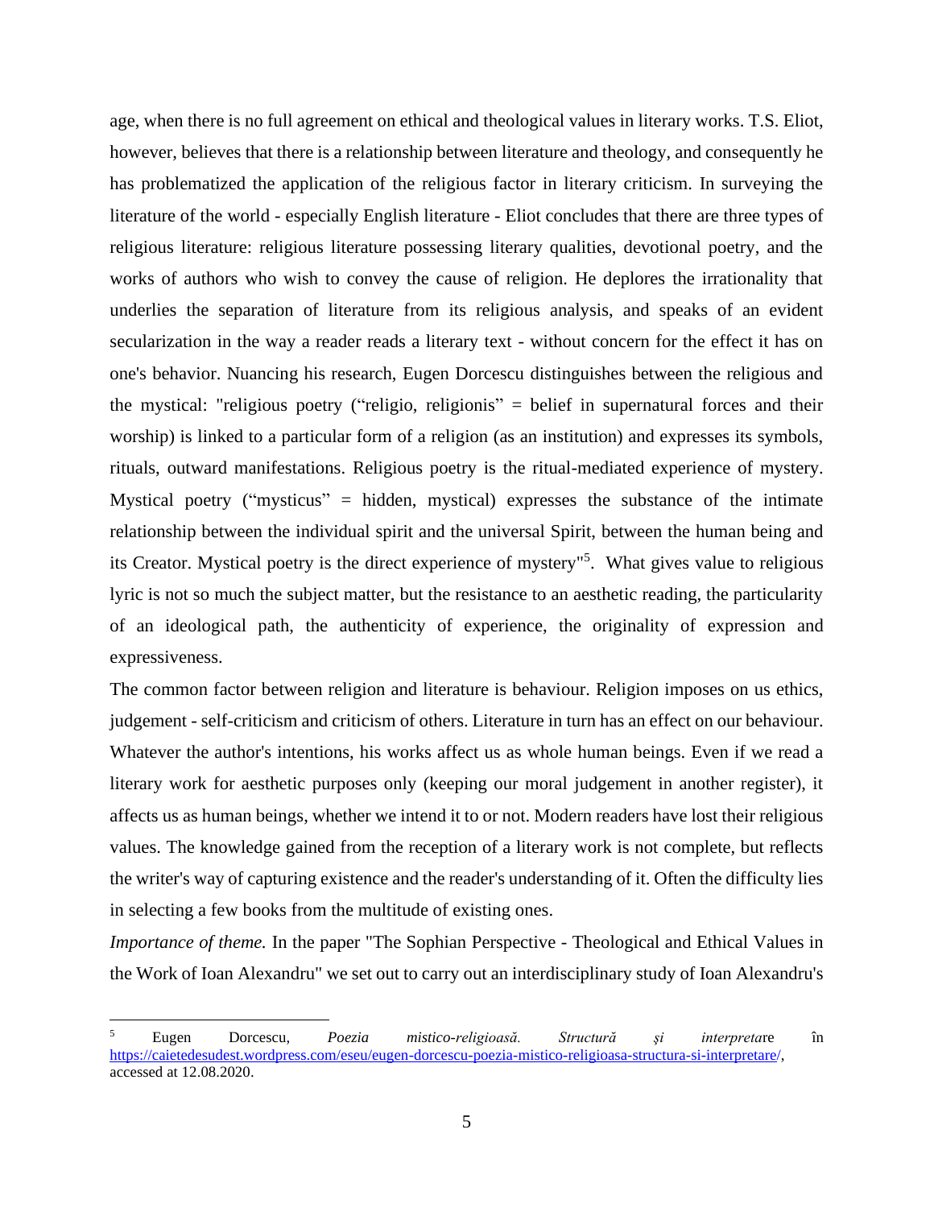age, when there is no full agreement on ethical and theological values in literary works. T.S. Eliot, however, believes that there is a relationship between literature and theology, and consequently he has problematized the application of the religious factor in literary criticism. In surveying the literature of the world - especially English literature - Eliot concludes that there are three types of religious literature: religious literature possessing literary qualities, devotional poetry, and the works of authors who wish to convey the cause of religion. He deplores the irrationality that underlies the separation of literature from its religious analysis, and speaks of an evident secularization in the way a reader reads a literary text - without concern for the effect it has on one's behavior. Nuancing his research, Eugen Dorcescu distinguishes between the religious and the mystical: "religious poetry ("religio, religionis" = belief in supernatural forces and their worship) is linked to a particular form of a religion (as an institution) and expresses its symbols, rituals, outward manifestations. Religious poetry is the ritual-mediated experience of mystery. Mystical poetry ("mysticus" = hidden, mystical) expresses the substance of the intimate relationship between the individual spirit and the universal Spirit, between the human being and its Creator. Mystical poetry is the direct experience of mystery"[5]. What gives value to religious lyric is not so much the subject matter, but the resistance to an aesthetic reading, the particularity of an ideological path, the authenticity of experience, the originality of expression and expressiveness.

The common factor between religion and literature is behaviour. Religion imposes on us ethics, judgement - self-criticism and criticism of others. Literature in turn has an effect on our behaviour. Whatever the author's intentions, his works affect us as whole human beings. Even if we read a literary work for aesthetic purposes only (keeping our moral judgement in another register), it affects us as human beings, whether we intend it to or not. Modern readers have lost their religious values. The knowledge gained from the reception of a literary work is not complete, but reflects the writer's way of capturing existence and the reader's understanding of it. Often the difficulty lies in selecting a few books from the multitude of existing ones.

*Importance of theme.* In the paper "The Sophian Perspective - Theological and Ethical Values in the Work of Ioan Alexandru" we set out to carry out an interdisciplinary study of Ioan Alexandru's

---

[5] Eugen Dorcescu, *Poezia mistico-religioasă. Structură şi interpretare* în https://caietedesudest.wordpress.com/eseu/eugen-dorcescu-poezia-mistico-religioasa-structura-si-interpretare/, accessed at 12.08.2020.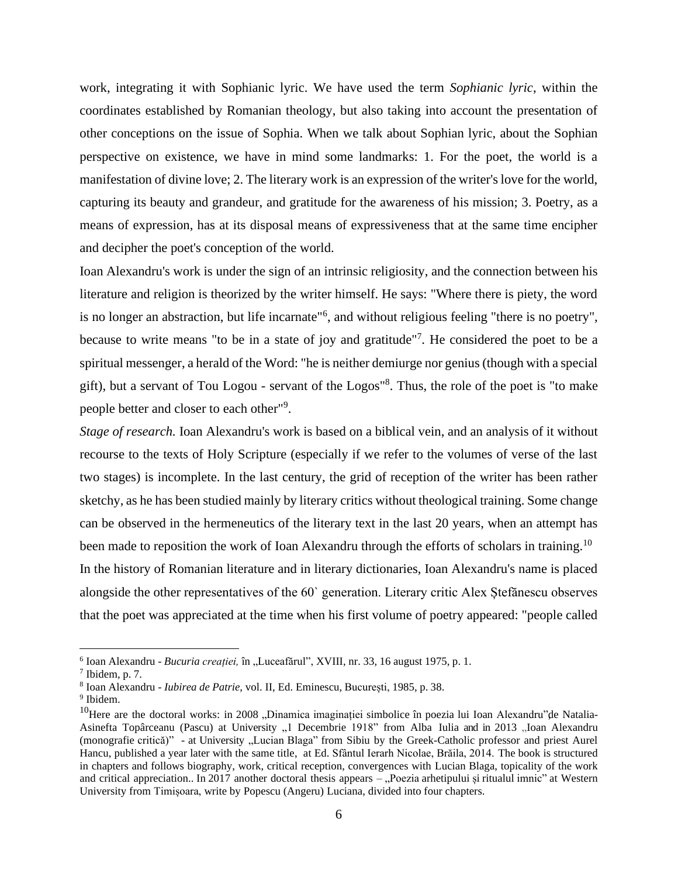work, integrating it with Sophianic lyric. We have used the term *Sophianic lyric*, within the coordinates established by Romanian theology, but also taking into account the presentation of other conceptions on the issue of Sophia. When we talk about Sophian lyric, about the Sophian perspective on existence, we have in mind some landmarks: 1. For the poet, the world is a manifestation of divine love; 2. The literary work is an expression of the writer's love for the world, capturing its beauty and grandeur, and gratitude for the awareness of his mission; 3. Poetry, as a means of expression, has at its disposal means of expressiveness that at the same time encipher and decipher the poet's conception of the world.

Ioan Alexandru's work is under the sign of an intrinsic religiosity, and the connection between his literature and religion is theorized by the writer himself. He says: "Where there is piety, the word is no longer an abstraction, but life incarnate"[6], and without religious feeling "there is no poetry", because to write means "to be in a state of joy and gratitude"[7]. He considered the poet to be a spiritual messenger, a herald of the Word: "he is neither demiurge nor genius (though with a special gift), but a servant of Tou Logou - servant of the Logos"[8]. Thus, the role of the poet is "to make people better and closer to each other"[9].

*Stage of research.* Ioan Alexandru's work is based on a biblical vein, and an analysis of it without recourse to the texts of Holy Scripture (especially if we refer to the volumes of verse of the last two stages) is incomplete. In the last century, the grid of reception of the writer has been rather sketchy, as he has been studied mainly by literary critics without theological training. Some change can be observed in the hermeneutics of the literary text in the last 20 years, when an attempt has been made to reposition the work of Ioan Alexandru through the efforts of scholars in training.[10]

In the history of Romanian literature and in literary dictionaries, Ioan Alexandru's name is placed alongside the other representatives of the 60` generation. Literary critic Alex Ştefănescu observes that the poet was appreciated at the time when his first volume of poetry appeared: "people called

---

[6] Ioan Alexandru - *Bucuria creației,* în „Luceafărul", XVIII, nr. 33, 16 august 1975, p. 1.

[7] Ibidem, p. 7.

[8] Ioan Alexandru - *Iubirea de Patrie,* vol. II, Ed. Eminescu, București, 1985, p. 38.

[9] Ibidem.

[10] Here are the doctoral works: in 2008 „Dinamica imaginației simbolice în poezia lui Ioan Alexandru"de Natalia-Asinefta Topârceanu (Pascu) at University „1 Decembrie 1918" from Alba Iulia and in 2013 „Ioan Alexandru (monografie critică)" - at University „Lucian Blaga" from Sibiu by the Greek-Catholic professor and priest Aurel Hancu, published a year later with the same title, at Ed. Sfântul Ierarh Nicolae, Brăila, 2014. The book is structured in chapters and follows biography, work, critical reception, convergences with Lucian Blaga, topicality of the work and critical appreciation.. In 2017 another doctoral thesis appears – „Poezia arhetipului și ritualul imnic" at Western University from Timișoara, write by Popescu (Angeru) Luciana, divided into four chapters.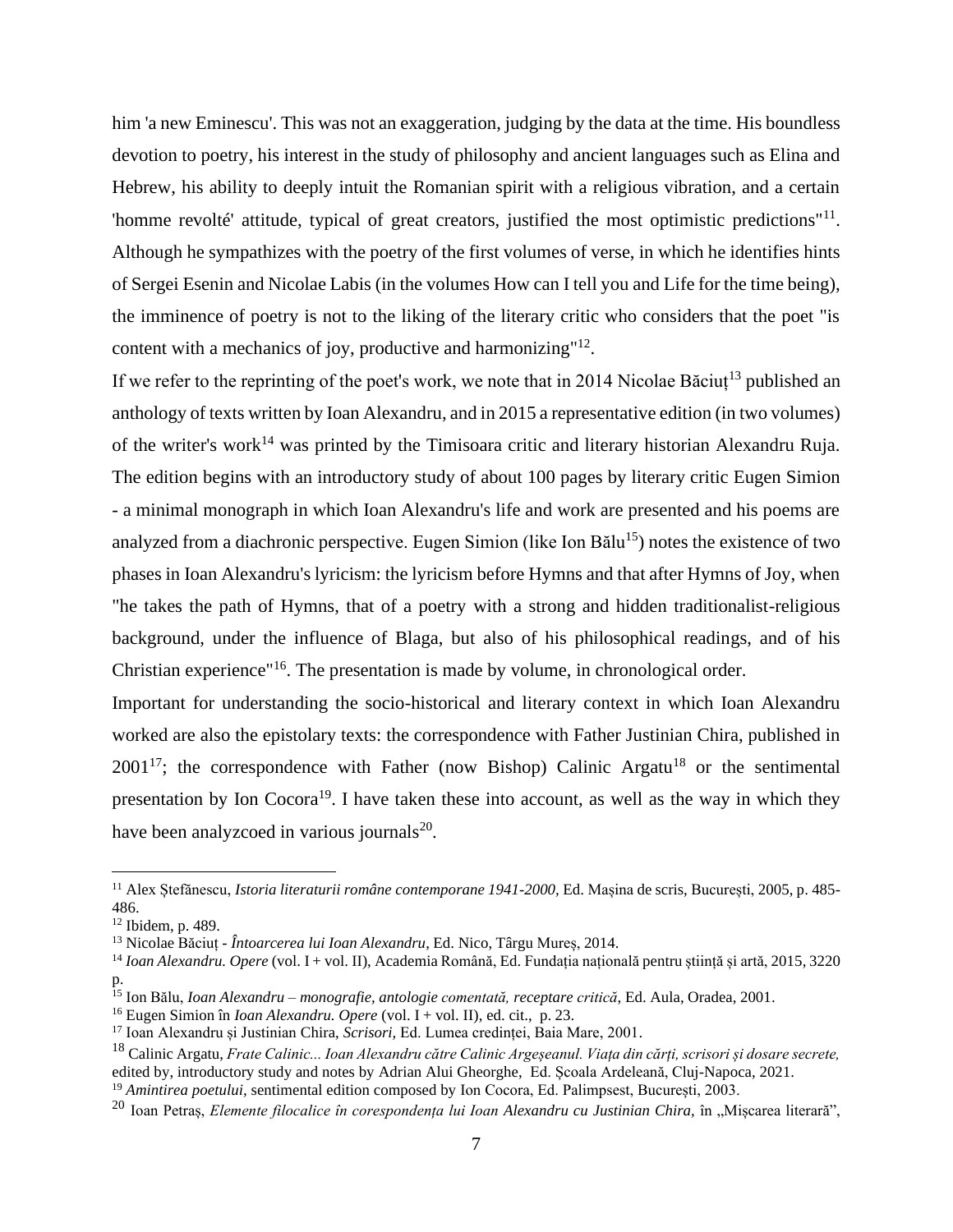him 'a new Eminescu'. This was not an exaggeration, judging by the data at the time. His boundless devotion to poetry, his interest in the study of philosophy and ancient languages such as Elina and Hebrew, his ability to deeply intuit the Romanian spirit with a religious vibration, and a certain 'homme revolté' attitude, typical of great creators, justified the most optimistic predictions"[11]. Although he sympathizes with the poetry of the first volumes of verse, in which he identifies hints of Sergei Esenin and Nicolae Labis (in the volumes How can I tell you and Life for the time being), the imminence of poetry is not to the liking of the literary critic who considers that the poet "is content with a mechanics of joy, productive and harmonizing"[12].

If we refer to the reprinting of the poet's work, we note that in 2014 Nicolae Băciuț[13] published an anthology of texts written by Ioan Alexandru, and in 2015 a representative edition (in two volumes) of the writer's work[14] was printed by the Timisoara critic and literary historian Alexandru Ruja. The edition begins with an introductory study of about 100 pages by literary critic Eugen Simion - a minimal monograph in which Ioan Alexandru's life and work are presented and his poems are analyzed from a diachronic perspective. Eugen Simion (like Ion Bălu[15]) notes the existence of two phases in Ioan Alexandru's lyricism: the lyricism before Hymns and that after Hymns of Joy, when "he takes the path of Hymns, that of a poetry with a strong and hidden traditionalist-religious background, under the influence of Blaga, but also of his philosophical readings, and of his Christian experience"[16]. The presentation is made by volume, in chronological order.

Important for understanding the socio-historical and literary context in which Ioan Alexandru worked are also the epistolary texts: the correspondence with Father Justinian Chira, published in 2001[17]; the correspondence with Father (now Bishop) Calinic Argatu[18] or the sentimental presentation by Ion Cocora[19]. I have taken these into account, as well as the way in which they have been analyzcoed in various journals[20].

---

[11] Alex Ștefănescu, *Istoria literaturii române contemporane 1941-2000,* Ed. Mașina de scris, București, 2005, p. 485-486.

[12] Ibidem, p. 489.

[13] Nicolae Băciuț - *Întoarcerea lui Ioan Alexandru*, Ed. Nico, Târgu Mureș, 2014.

[14] *Ioan Alexandru. Opere* (vol. I + vol. II), Academia Română, Ed. Fundația națională pentru știință și artă, 2015, 3220 p.

[15] Ion Bălu, *Ioan Alexandru – monografie, antologie comentată, receptare critică*, Ed. Aula, Oradea, 2001.

[16] Eugen Simion în *Ioan Alexandru. Opere* (vol. I + vol. II), ed. cit., p. 23.

[17] Ioan Alexandru și Justinian Chira, *Scrisori,* Ed. Lumea credinței, Baia Mare, 2001.

[18] Calinic Argatu, *Frate Calinic... Ioan Alexandru către Calinic Argeșeanul. Viața din cărți, scrisori și dosare secrete,* edited by, introductory study and notes by Adrian Alui Gheorghe, Ed. Școala Ardeleană, Cluj-Napoca, 2021.

[19] *Amintirea poetului,* sentimental edition composed by Ion Cocora, Ed. Palimpsest, București, 2003.

[20] Ioan Petraș, *Elemente filocalice în corespondența lui Ioan Alexandru cu Justinian Chira,* în „Mișcarea literară",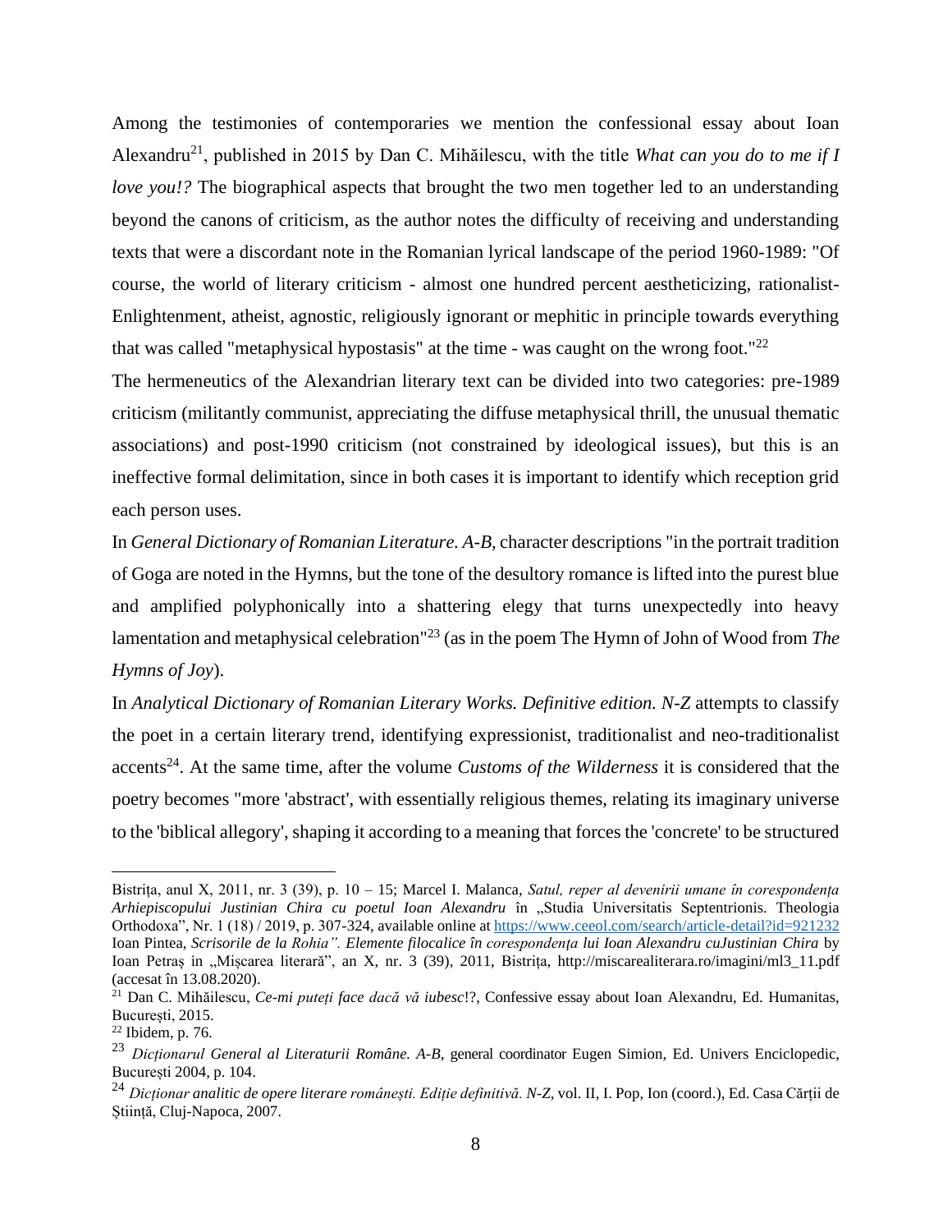Among the testimonies of contemporaries we mention the confessional essay about Ioan Alexandru[21], published in 2015 by Dan C. Mihăilescu, with the title *What can you do to me if I love you!?* The biographical aspects that brought the two men together led to an understanding beyond the canons of criticism, as the author notes the difficulty of receiving and understanding texts that were a discordant note in the Romanian lyrical landscape of the period 1960-1989: "Of course, the world of literary criticism - almost one hundred percent aestheticizing, rationalist-Enlightenment, atheist, agnostic, religiously ignorant or mephitic in principle towards everything that was called "metaphysical hypostasis" at the time - was caught on the wrong foot."[22]

The hermeneutics of the Alexandrian literary text can be divided into two categories: pre-1989 criticism (militantly communist, appreciating the diffuse metaphysical thrill, the unusual thematic associations) and post-1990 criticism (not constrained by ideological issues), but this is an ineffective formal delimitation, since in both cases it is important to identify which reception grid each person uses.

In *General Dictionary of Romanian Literature. A-B*, character descriptions "in the portrait tradition of Goga are noted in the Hymns, but the tone of the desultory romance is lifted into the purest blue and amplified polyphonically into a shattering elegy that turns unexpectedly into heavy lamentation and metaphysical celebration"[23] (as in the poem The Hymn of John of Wood from *The Hymns of Joy*).

In *Analytical Dictionary of Romanian Literary Works. Definitive edition. N-Z* attempts to classify the poet in a certain literary trend, identifying expressionist, traditionalist and neo-traditionalist accents[24]. At the same time, after the volume *Customs of the Wilderness* it is considered that the poetry becomes "more 'abstract', with essentially religious themes, relating its imaginary universe to the 'biblical allegory', shaping it according to a meaning that forces the 'concrete' to be structured

---

Bistrița, anul X, 2011, nr. 3 (39), p. 10 – 15; Marcel I. Malanca, *Satul, reper al devenirii umane în corespondența Arhiepiscopului Justinian Chira cu poetul Ioan Alexandru* în „Studia Universitatis Septentrionis. Theologia Orthodoxa", Nr. 1 (18) / 2019, p. 307-324, available online at https://www.ceeol.com/search/article-detail?id=921232 Ioan Pintea, *Scrisorile de la Rohia". Elemente filocalice în corespondența lui Ioan Alexandru cuJustinian Chira* by Ioan Petraș in „Mișcarea literară", an X, nr. 3 (39), 2011, Bistrița, http://miscarealiterara.ro/imagini/ml3_11.pdf (accesat în 13.08.2020).

[21] Dan C. Mihăilescu, *Ce-mi puteți face dacă vă iubesc*!?, Confessive essay about Ioan Alexandru, Ed. Humanitas, București, 2015.

[22] Ibidem, p. 76.

[23] *Dicționarul General al Literaturii Române. A-B*, general coordinator Eugen Simion, Ed. Univers Enciclopedic, București 2004, p. 104.

[24] *Dicționar analitic de opere literare românești. Ediție definitivă. N-Z*, vol. II, I. Pop, Ion (coord.), Ed. Casa Cărții de Știință, Cluj-Napoca, 2007.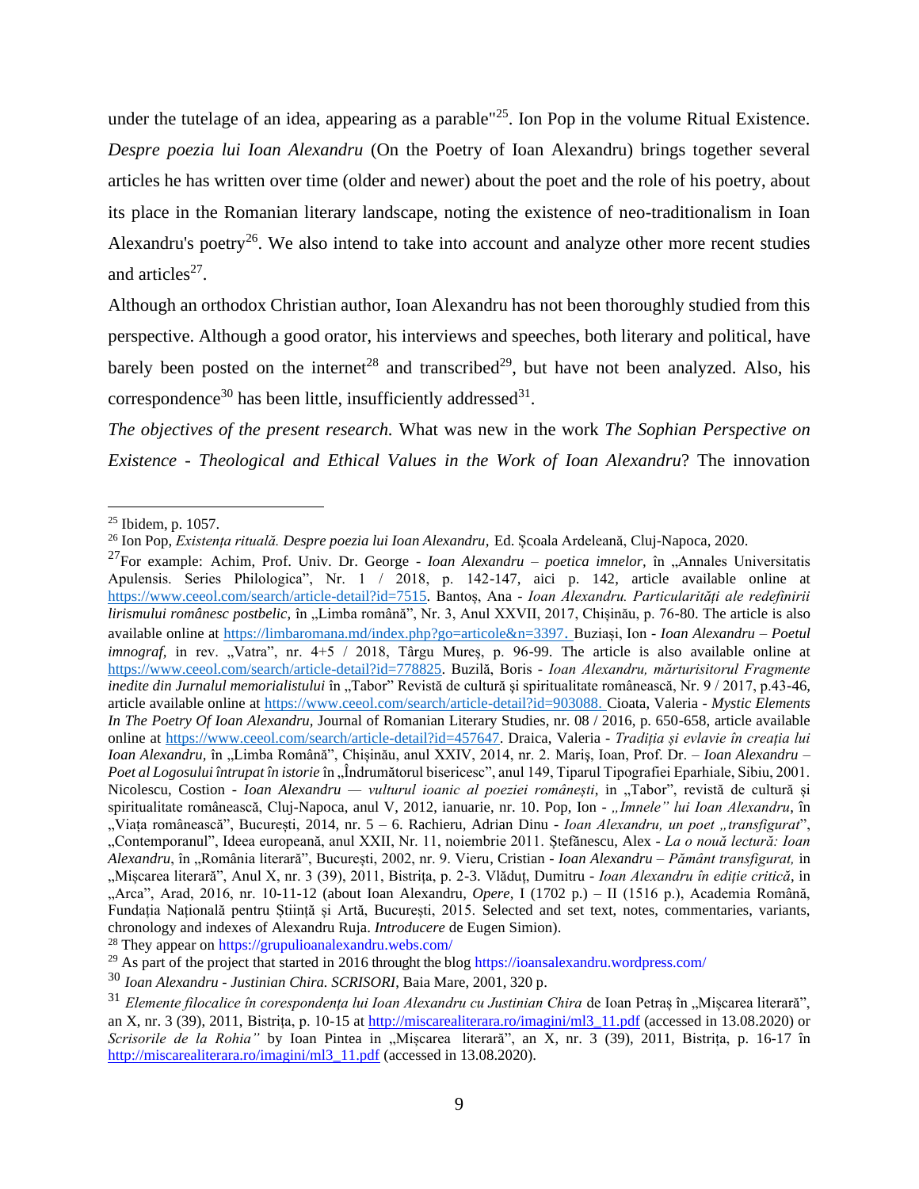under the tutelage of an idea, appearing as a parable"[25]. Ion Pop in the volume Ritual Existence. *Despre poezia lui Ioan Alexandru* (On the Poetry of Ioan Alexandru) brings together several articles he has written over time (older and newer) about the poet and the role of his poetry, about its place in the Romanian literary landscape, noting the existence of neo-traditionalism in Ioan Alexandru's poetry[26]. We also intend to take into account and analyze other more recent studies and articles[27].

Although an orthodox Christian author, Ioan Alexandru has not been thoroughly studied from this perspective. Although a good orator, his interviews and speeches, both literary and political, have barely been posted on the internet[28] and transcribed[29], but have not been analyzed. Also, his correspondence[30] has been little, insufficiently addressed[31].

*The objectives of the present research.* What was new in the work *The Sophian Perspective on Existence - Theological and Ethical Values in the Work of Ioan Alexandru*? The innovation

---

[25] Ibidem, p. 1057.

[26] Ion Pop, *Existența rituală. Despre poezia lui Ioan Alexandru*, Ed. Școala Ardeleană, Cluj-Napoca, 2020.

[27] For example: Achim, Prof. Univ. Dr. George - *Ioan Alexandru – poetica imnelor*, în „Annales Universitatis Apulensis. Series Philologica", Nr. 1 / 2018, p. 142-147, aici p. 142, article available online at https://www.ceeol.com/search/article-detail?id=7515. Bantoș, Ana - *Ioan Alexandru. Particularități ale redefinirii lirismului românesc postbelic*, în „Limba română", Nr. 3, Anul XXVII, 2017, Chișinău, p. 76-80. The article is also available online at https://limbaromana.md/index.php?go=articole&n=3397. Buziași, Ion - *Ioan Alexandru – Poetul imnograf*, in rev. „Vatra", nr. 4+5 / 2018, Târgu Mureș, p. 96-99. The article is also available online at https://www.ceeol.com/search/article-detail?id=778825. Buzilă, Boris - *Ioan Alexandru, mărturisitorul Fragmente inedite din Jurnalul memorialistului* în „Tabor" Revistă de cultură și spiritualitate românească, Nr. 9 / 2017, p.43-46, article available online at https://www.ceeol.com/search/article-detail?id=903088. Cioata, Valeria - *Mystic Elements In The Poetry Of Ioan Alexandru*, Journal of Romanian Literary Studies, nr. 08 / 2016, p. 650-658, article available online at https://www.ceeol.com/search/article-detail?id=457647. Draica, Valeria - *Tradiția și evlavie în creația lui Ioan Alexandru*, în „Limba Română", Chișinău, anul XXIV, 2014, nr. 2. Mariș, Ioan, Prof. Dr. – *Ioan Alexandru – Poet al Logosului întrupat în istorie* în „Îndrumătorul bisericesc", anul 149, Tiparul Tipografiei Eparhiale, Sibiu, 2001. Nicolescu, Costion - *Ioan Alexandru — vulturul ioanic al poeziei românești*, in „Tabor", revistă de cultură și spiritualitate românească, Cluj-Napoca, anul V, 2012, ianuarie, nr. 10. Pop, Ion - *„Imnele" lui Ioan Alexandru*, în „Viața românească", București, 2014, nr. 5 – 6. Rachieru, Adrian Dinu - *Ioan Alexandru, un poet „transfigurat"*, „Contemporanul", Ideea europeană, anul XXII, Nr. 11, noiembrie 2011. Ștefănescu, Alex - *La o nouă lectură: Ioan Alexandru*, în „România literară", București, 2002, nr. 9. Vieru, Cristian - *Ioan Alexandru – Pământ transfigurat,* in „Mișcarea literară", Anul X, nr. 3 (39), 2011, Bistrița, p. 2-3. Vlăduț, Dumitru - *Ioan Alexandru în ediție critică*, in „Arca", Arad, 2016, nr. 10-11-12 (about Ioan Alexandru, *Opere*, I (1702 p.) – II (1516 p.), Academia Română, Fundația Națională pentru Știință și Artă, București, 2015. Selected and set text, notes, commentaries, variants, chronology and indexes of Alexandru Ruja. *Introducere* de Eugen Simion).

[28] They appear on https://grupulioanalexandru.webs.com/

[29] As part of the project that started in 2016 throught the blog https://ioansalexandru.wordpress.com/

[30] *Ioan Alexandru - Justinian Chira. SCRISORI*, Baia Mare, 2001, 320 p.

[31] *Elemente filocalice în corespondența lui Ioan Alexandru cu Justinian Chira* de Ioan Petraș în „Mișcarea literară", an X, nr. 3 (39), 2011, Bistrița, p. 10-15 at http://miscarealiterara.ro/imagini/ml3_11.pdf (accessed in 13.08.2020) or *Scrisorile de la Rohia"* by Ioan Pintea in „Mișcarea literară", an X, nr. 3 (39), 2011, Bistrița, p. 16-17 în http://miscarealiterara.ro/imagini/ml3_11.pdf (accessed in 13.08.2020).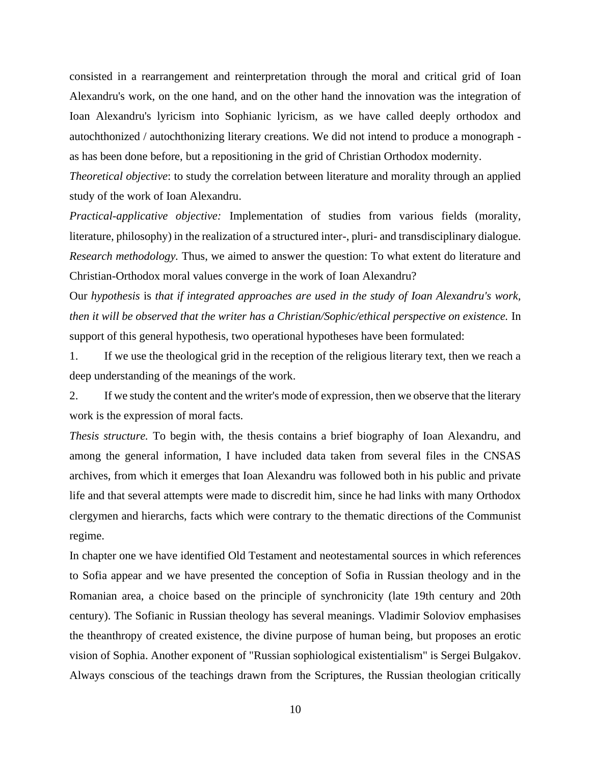consisted in a rearrangement and reinterpretation through the moral and critical grid of Ioan Alexandru's work, on the one hand, and on the other hand the innovation was the integration of Ioan Alexandru's lyricism into Sophianic lyricism, as we have called deeply orthodox and autochthonized / autochthonizing literary creations. We did not intend to produce a monograph - as has been done before, but a repositioning in the grid of Christian Orthodox modernity.

*Theoretical objective*: to study the correlation between literature and morality through an applied study of the work of Ioan Alexandru.

*Practical-applicative objective:* Implementation of studies from various fields (morality, literature, philosophy) in the realization of a structured inter-, pluri- and transdisciplinary dialogue.

*Research methodology.* Thus, we aimed to answer the question: To what extent do literature and Christian-Orthodox moral values converge in the work of Ioan Alexandru?

Our *hypothesis* is *that if integrated approaches are used in the study of Ioan Alexandru's work, then it will be observed that the writer has a Christian/Sophic/ethical perspective on existence.* In support of this general hypothesis, two operational hypotheses have been formulated:

1. If we use the theological grid in the reception of the religious literary text, then we reach a deep understanding of the meanings of the work.
2. If we study the content and the writer's mode of expression, then we observe that the literary work is the expression of moral facts.

*Thesis structure.* To begin with, the thesis contains a brief biography of Ioan Alexandru, and among the general information, I have included data taken from several files in the CNSAS archives, from which it emerges that Ioan Alexandru was followed both in his public and private life and that several attempts were made to discredit him, since he had links with many Orthodox clergymen and hierarchs, facts which were contrary to the thematic directions of the Communist regime.

In chapter one we have identified Old Testament and neotestamental sources in which references to Sofia appear and we have presented the conception of Sofia in Russian theology and in the Romanian area, a choice based on the principle of synchronicity (late 19th century and 20th century). The Sofianic in Russian theology has several meanings. Vladimir Soloviov emphasises the theanthropy of created existence, the divine purpose of human being, but proposes an erotic vision of Sophia. Another exponent of "Russian sophiological existentialism" is Sergei Bulgakov. Always conscious of the teachings drawn from the Scriptures, the Russian theologian critically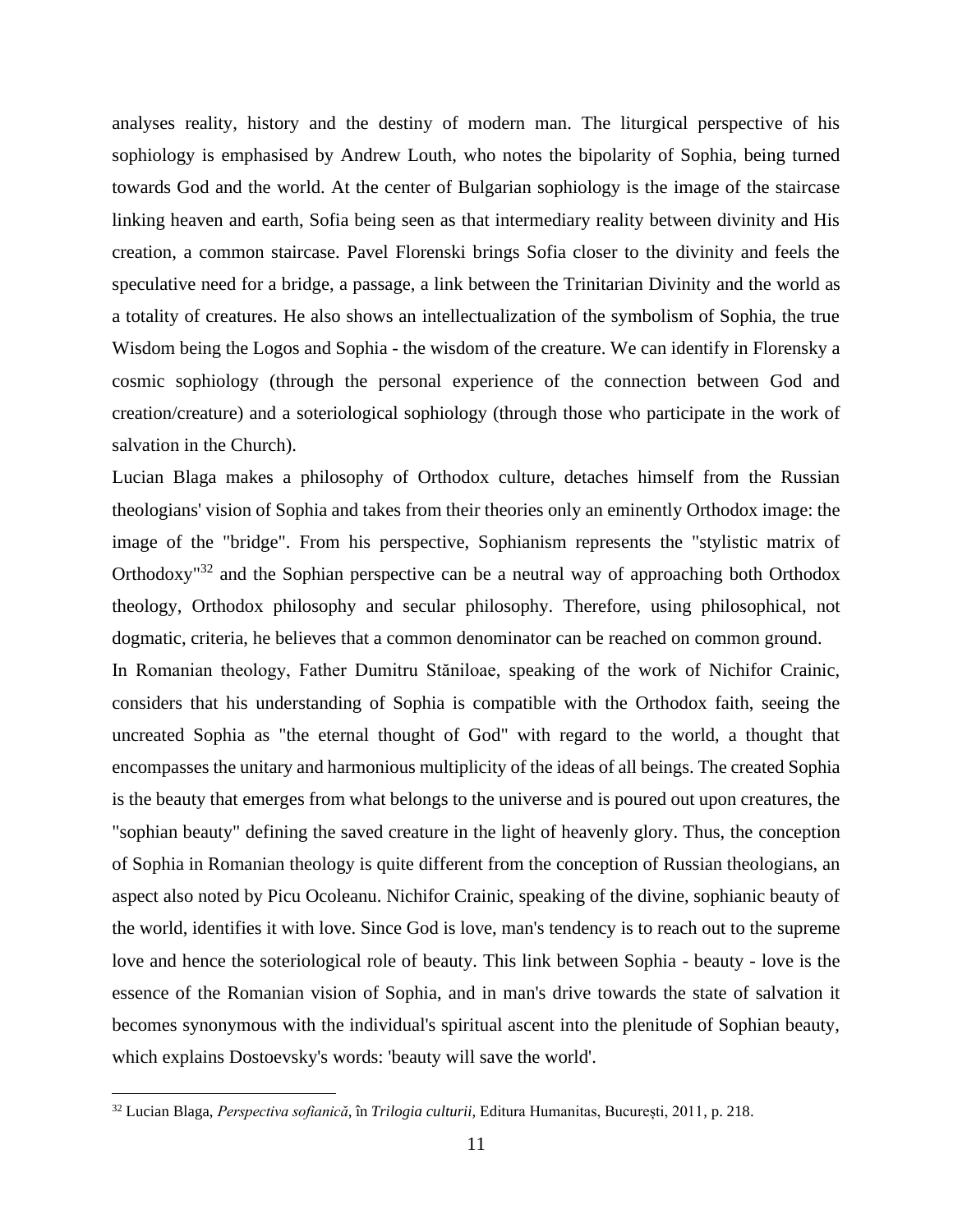analyses reality, history and the destiny of modern man. The liturgical perspective of his sophiology is emphasised by Andrew Louth, who notes the bipolarity of Sophia, being turned towards God and the world. At the center of Bulgarian sophiology is the image of the staircase linking heaven and earth, Sofia being seen as that intermediary reality between divinity and His creation, a common staircase. Pavel Florenski brings Sofia closer to the divinity and feels the speculative need for a bridge, a passage, a link between the Trinitarian Divinity and the world as a totality of creatures. He also shows an intellectualization of the symbolism of Sophia, the true Wisdom being the Logos and Sophia - the wisdom of the creature. We can identify in Florensky a cosmic sophiology (through the personal experience of the connection between God and creation/creature) and a soteriological sophiology (through those who participate in the work of salvation in the Church).

Lucian Blaga makes a philosophy of Orthodox culture, detaches himself from the Russian theologians' vision of Sophia and takes from their theories only an eminently Orthodox image: the image of the "bridge". From his perspective, Sophianism represents the "stylistic matrix of Orthodoxy"[32] and the Sophian perspective can be a neutral way of approaching both Orthodox theology, Orthodox philosophy and secular philosophy. Therefore, using philosophical, not dogmatic, criteria, he believes that a common denominator can be reached on common ground.

In Romanian theology, Father Dumitru Stăniloae, speaking of the work of Nichifor Crainic, considers that his understanding of Sophia is compatible with the Orthodox faith, seeing the uncreated Sophia as "the eternal thought of God" with regard to the world, a thought that encompasses the unitary and harmonious multiplicity of the ideas of all beings. The created Sophia is the beauty that emerges from what belongs to the universe and is poured out upon creatures, the "sophian beauty" defining the saved creature in the light of heavenly glory. Thus, the conception of Sophia in Romanian theology is quite different from the conception of Russian theologians, an aspect also noted by Picu Ocoleanu. Nichifor Crainic, speaking of the divine, sophianic beauty of the world, identifies it with love. Since God is love, man's tendency is to reach out to the supreme love and hence the soteriological role of beauty. This link between Sophia - beauty - love is the essence of the Romanian vision of Sophia, and in man's drive towards the state of salvation it becomes synonymous with the individual's spiritual ascent into the plenitude of Sophian beauty, which explains Dostoevsky's words: 'beauty will save the world'.

---

[32] Lucian Blaga, *Perspectiva sofianică*, în *Trilogia culturii*, Editura Humanitas, București, 2011, p. 218.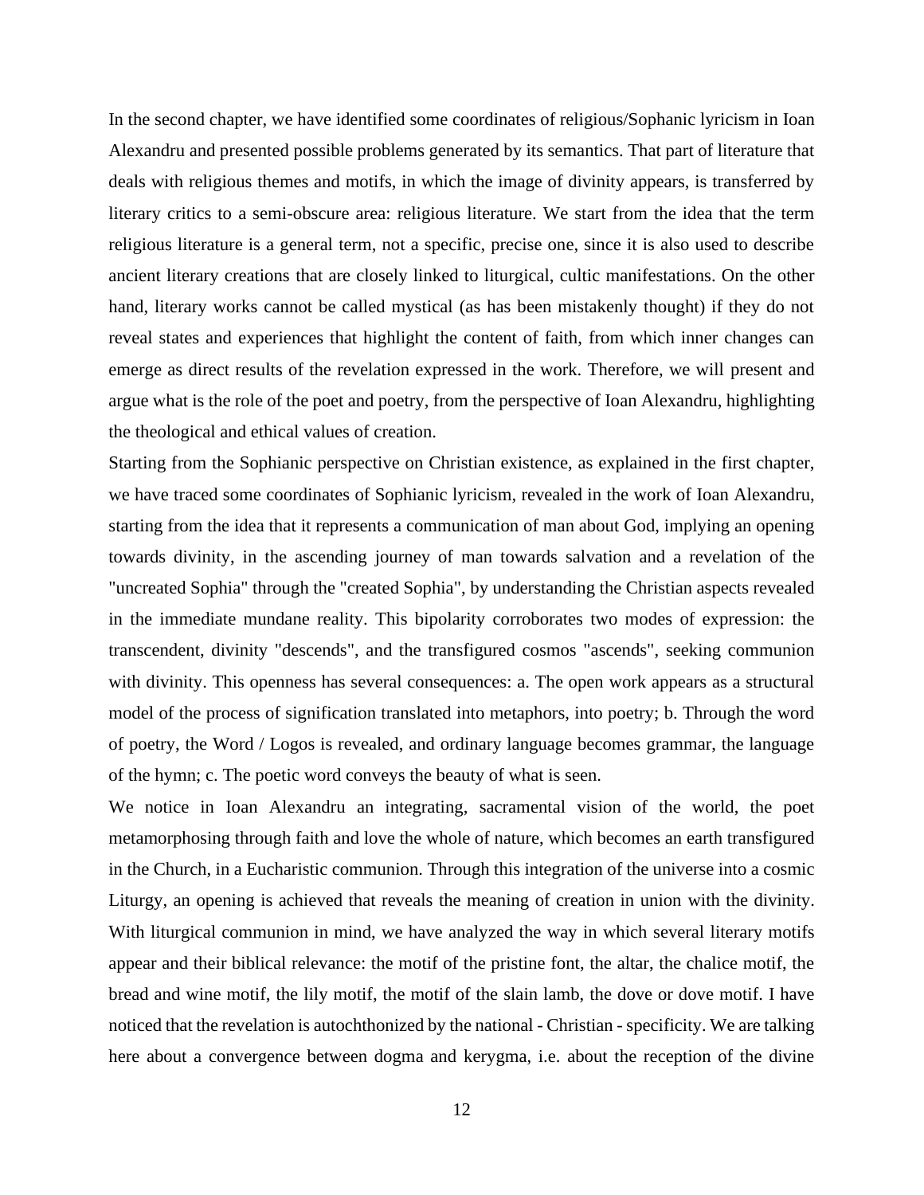In the second chapter, we have identified some coordinates of religious/Sophanic lyricism in Ioan Alexandru and presented possible problems generated by its semantics. That part of literature that deals with religious themes and motifs, in which the image of divinity appears, is transferred by literary critics to a semi-obscure area: religious literature. We start from the idea that the term religious literature is a general term, not a specific, precise one, since it is also used to describe ancient literary creations that are closely linked to liturgical, cultic manifestations. On the other hand, literary works cannot be called mystical (as has been mistakenly thought) if they do not reveal states and experiences that highlight the content of faith, from which inner changes can emerge as direct results of the revelation expressed in the work. Therefore, we will present and argue what is the role of the poet and poetry, from the perspective of Ioan Alexandru, highlighting the theological and ethical values of creation.

Starting from the Sophianic perspective on Christian existence, as explained in the first chapter, we have traced some coordinates of Sophianic lyricism, revealed in the work of Ioan Alexandru, starting from the idea that it represents a communication of man about God, implying an opening towards divinity, in the ascending journey of man towards salvation and a revelation of the "uncreated Sophia" through the "created Sophia", by understanding the Christian aspects revealed in the immediate mundane reality. This bipolarity corroborates two modes of expression: the transcendent, divinity "descends", and the transfigured cosmos "ascends", seeking communion with divinity. This openness has several consequences: a. The open work appears as a structural model of the process of signification translated into metaphors, into poetry; b. Through the word of poetry, the Word / Logos is revealed, and ordinary language becomes grammar, the language of the hymn; c. The poetic word conveys the beauty of what is seen.

We notice in Ioan Alexandru an integrating, sacramental vision of the world, the poet metamorphosing through faith and love the whole of nature, which becomes an earth transfigured in the Church, in a Eucharistic communion. Through this integration of the universe into a cosmic Liturgy, an opening is achieved that reveals the meaning of creation in union with the divinity. With liturgical communion in mind, we have analyzed the way in which several literary motifs appear and their biblical relevance: the motif of the pristine font, the altar, the chalice motif, the bread and wine motif, the lily motif, the motif of the slain lamb, the dove or dove motif. I have noticed that the revelation is autochthonized by the national - Christian - specificity. We are talking here about a convergence between dogma and kerygma, i.e. about the reception of the divine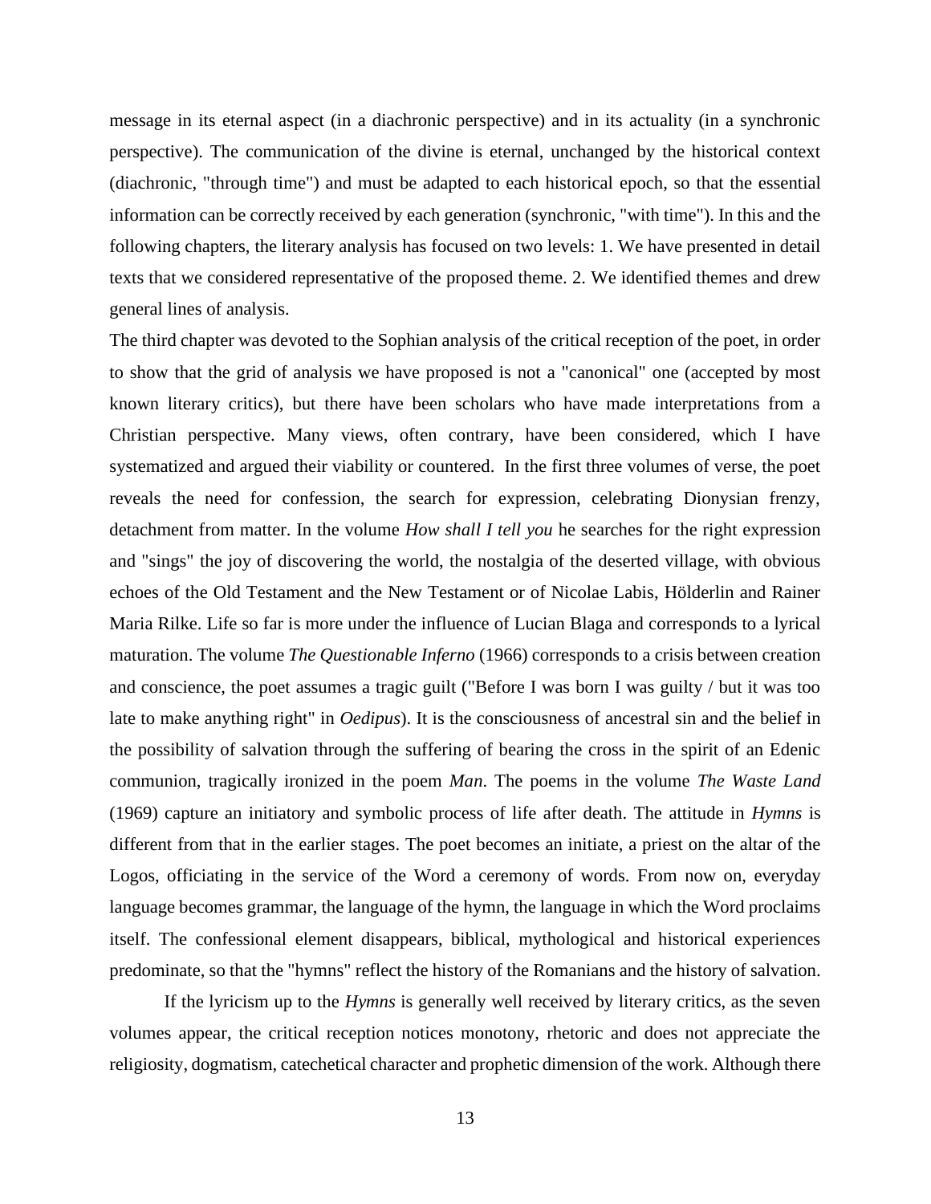message in its eternal aspect (in a diachronic perspective) and in its actuality (in a synchronic perspective). The communication of the divine is eternal, unchanged by the historical context (diachronic, "through time") and must be adapted to each historical epoch, so that the essential information can be correctly received by each generation (synchronic, "with time"). In this and the following chapters, the literary analysis has focused on two levels: 1. We have presented in detail texts that we considered representative of the proposed theme. 2. We identified themes and drew general lines of analysis.

The third chapter was devoted to the Sophian analysis of the critical reception of the poet, in order to show that the grid of analysis we have proposed is not a "canonical" one (accepted by most known literary critics), but there have been scholars who have made interpretations from a Christian perspective. Many views, often contrary, have been considered, which I have systematized and argued their viability or countered. In the first three volumes of verse, the poet reveals the need for confession, the search for expression, celebrating Dionysian frenzy, detachment from matter. In the volume *How shall I tell you* he searches for the right expression and "sings" the joy of discovering the world, the nostalgia of the deserted village, with obvious echoes of the Old Testament and the New Testament or of Nicolae Labis, Hölderlin and Rainer Maria Rilke. Life so far is more under the influence of Lucian Blaga and corresponds to a lyrical maturation. The volume *The Questionable Inferno* (1966) corresponds to a crisis between creation and conscience, the poet assumes a tragic guilt ("Before I was born I was guilty / but it was too late to make anything right" in *Oedipus*). It is the consciousness of ancestral sin and the belief in the possibility of salvation through the suffering of bearing the cross in the spirit of an Edenic communion, tragically ironized in the poem *Man*. The poems in the volume *The Waste Land* (1969) capture an initiatory and symbolic process of life after death. The attitude in *Hymns* is different from that in the earlier stages. The poet becomes an initiate, a priest on the altar of the Logos, officiating in the service of the Word a ceremony of words. From now on, everyday language becomes grammar, the language of the hymn, the language in which the Word proclaims itself. The confessional element disappears, biblical, mythological and historical experiences predominate, so that the "hymns" reflect the history of the Romanians and the history of salvation.

If the lyricism up to the *Hymns* is generally well received by literary critics, as the seven volumes appear, the critical reception notices monotony, rhetoric and does not appreciate the religiosity, dogmatism, catechetical character and prophetic dimension of the work. Although there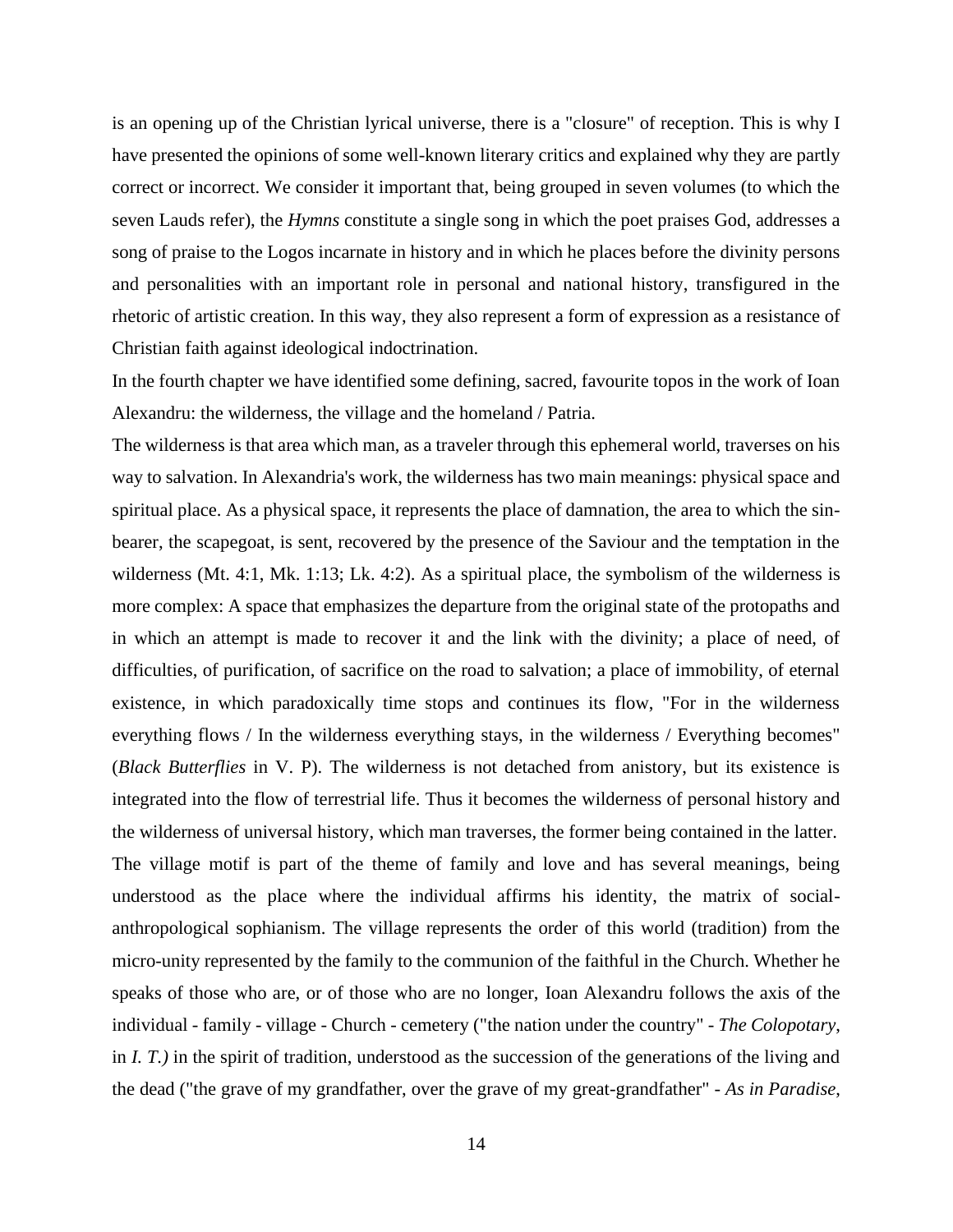is an opening up of the Christian lyrical universe, there is a "closure" of reception. This is why I have presented the opinions of some well-known literary critics and explained why they are partly correct or incorrect. We consider it important that, being grouped in seven volumes (to which the seven Lauds refer), the *Hymns* constitute a single song in which the poet praises God, addresses a song of praise to the Logos incarnate in history and in which he places before the divinity persons and personalities with an important role in personal and national history, transfigured in the rhetoric of artistic creation. In this way, they also represent a form of expression as a resistance of Christian faith against ideological indoctrination.

In the fourth chapter we have identified some defining, sacred, favourite topos in the work of Ioan Alexandru: the wilderness, the village and the homeland / Patria.

The wilderness is that area which man, as a traveler through this ephemeral world, traverses on his way to salvation. In Alexandria's work, the wilderness has two main meanings: physical space and spiritual place. As a physical space, it represents the place of damnation, the area to which the sin-bearer, the scapegoat, is sent, recovered by the presence of the Saviour and the temptation in the wilderness (Mt. 4:1, Mk. 1:13; Lk. 4:2). As a spiritual place, the symbolism of the wilderness is more complex: A space that emphasizes the departure from the original state of the protopaths and in which an attempt is made to recover it and the link with the divinity; a place of need, of difficulties, of purification, of sacrifice on the road to salvation; a place of immobility, of eternal existence, in which paradoxically time stops and continues its flow, "For in the wilderness everything flows / In the wilderness everything stays, in the wilderness / Everything becomes" (*Black Butterflies* in V. P). The wilderness is not detached from anistory, but its existence is integrated into the flow of terrestrial life. Thus it becomes the wilderness of personal history and the wilderness of universal history, which man traverses, the former being contained in the latter.

The village motif is part of the theme of family and love and has several meanings, being understood as the place where the individual affirms his identity, the matrix of social-anthropological sophianism. The village represents the order of this world (tradition) from the micro-unity represented by the family to the communion of the faithful in the Church. Whether he speaks of those who are, or of those who are no longer, Ioan Alexandru follows the axis of the individual - family - village - Church - cemetery ("the nation under the country" - *The Colopotary,* in *I. T.)* in the spirit of tradition, understood as the succession of the generations of the living and the dead ("the grave of my grandfather, over the grave of my great-grandfather" - *As in Paradise,*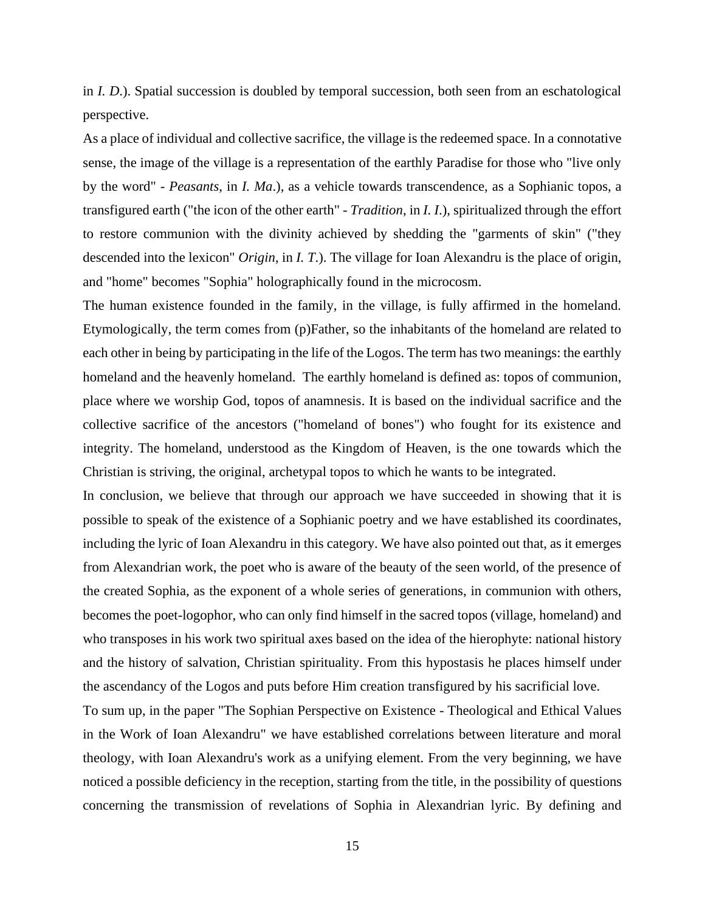in *I. D.*). Spatial succession is doubled by temporal succession, both seen from an eschatological perspective.

As a place of individual and collective sacrifice, the village is the redeemed space. In a connotative sense, the image of the village is a representation of the earthly Paradise for those who "live only by the word" - *Peasants*, in *I. Ma*.), as a vehicle towards transcendence, as a Sophianic topos, a transfigured earth ("the icon of the other earth" - *Tradition*, in *I. I.*), spiritualized through the effort to restore communion with the divinity achieved by shedding the "garments of skin" ("they descended into the lexicon" *Origin*, in *I. T.*). The village for Ioan Alexandru is the place of origin, and "home" becomes "Sophia" holographically found in the microcosm.

The human existence founded in the family, in the village, is fully affirmed in the homeland. Etymologically, the term comes from (p)Father, so the inhabitants of the homeland are related to each other in being by participating in the life of the Logos. The term has two meanings: the earthly homeland and the heavenly homeland. The earthly homeland is defined as: topos of communion, place where we worship God, topos of anamnesis. It is based on the individual sacrifice and the collective sacrifice of the ancestors ("homeland of bones") who fought for its existence and integrity. The homeland, understood as the Kingdom of Heaven, is the one towards which the Christian is striving, the original, archetypal topos to which he wants to be integrated.

In conclusion, we believe that through our approach we have succeeded in showing that it is possible to speak of the existence of a Sophianic poetry and we have established its coordinates, including the lyric of Ioan Alexandru in this category. We have also pointed out that, as it emerges from Alexandrian work, the poet who is aware of the beauty of the seen world, of the presence of the created Sophia, as the exponent of a whole series of generations, in communion with others, becomes the poet-logophor, who can only find himself in the sacred topos (village, homeland) and who transposes in his work two spiritual axes based on the idea of the hierophyte: national history and the history of salvation, Christian spirituality. From this hypostasis he places himself under the ascendancy of the Logos and puts before Him creation transfigured by his sacrificial love.

To sum up, in the paper "The Sophian Perspective on Existence - Theological and Ethical Values in the Work of Ioan Alexandru" we have established correlations between literature and moral theology, with Ioan Alexandru's work as a unifying element. From the very beginning, we have noticed a possible deficiency in the reception, starting from the title, in the possibility of questions concerning the transmission of revelations of Sophia in Alexandrian lyric. By defining and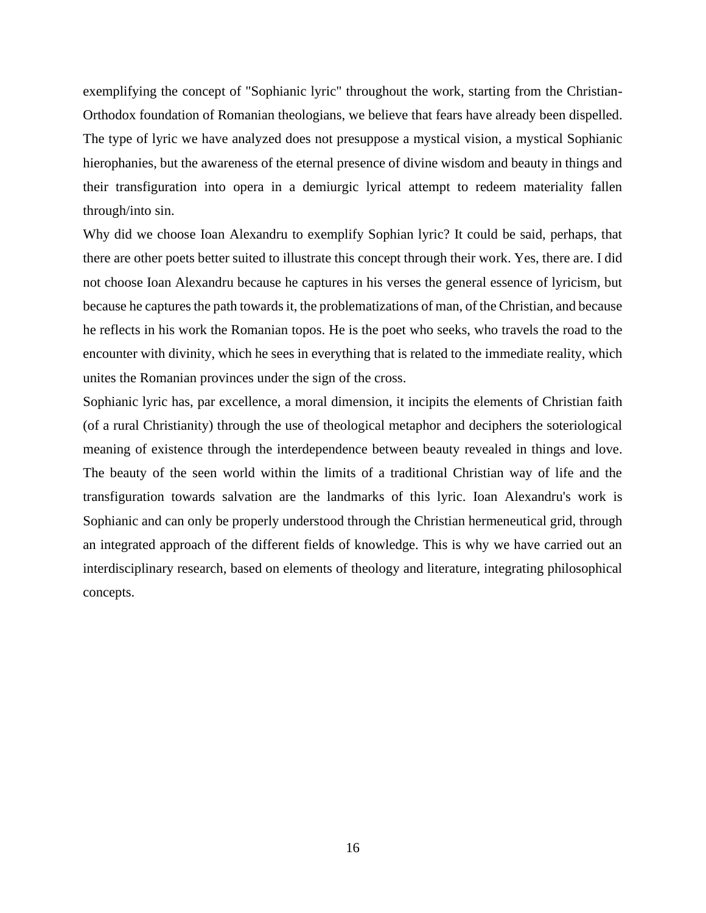exemplifying the concept of "Sophianic lyric" throughout the work, starting from the Christian-Orthodox foundation of Romanian theologians, we believe that fears have already been dispelled. The type of lyric we have analyzed does not presuppose a mystical vision, a mystical Sophianic hierophanies, but the awareness of the eternal presence of divine wisdom and beauty in things and their transfiguration into opera in a demiurgic lyrical attempt to redeem materiality fallen through/into sin.

Why did we choose Ioan Alexandru to exemplify Sophian lyric? It could be said, perhaps, that there are other poets better suited to illustrate this concept through their work. Yes, there are. I did not choose Ioan Alexandru because he captures in his verses the general essence of lyricism, but because he captures the path towards it, the problematizations of man, of the Christian, and because he reflects in his work the Romanian topos. He is the poet who seeks, who travels the road to the encounter with divinity, which he sees in everything that is related to the immediate reality, which unites the Romanian provinces under the sign of the cross.

Sophianic lyric has, par excellence, a moral dimension, it incipits the elements of Christian faith (of a rural Christianity) through the use of theological metaphor and deciphers the soteriological meaning of existence through the interdependence between beauty revealed in things and love. The beauty of the seen world within the limits of a traditional Christian way of life and the transfiguration towards salvation are the landmarks of this lyric. Ioan Alexandru's work is Sophianic and can only be properly understood through the Christian hermeneutical grid, through an integrated approach of the different fields of knowledge. This is why we have carried out an interdisciplinary research, based on elements of theology and literature, integrating philosophical concepts.